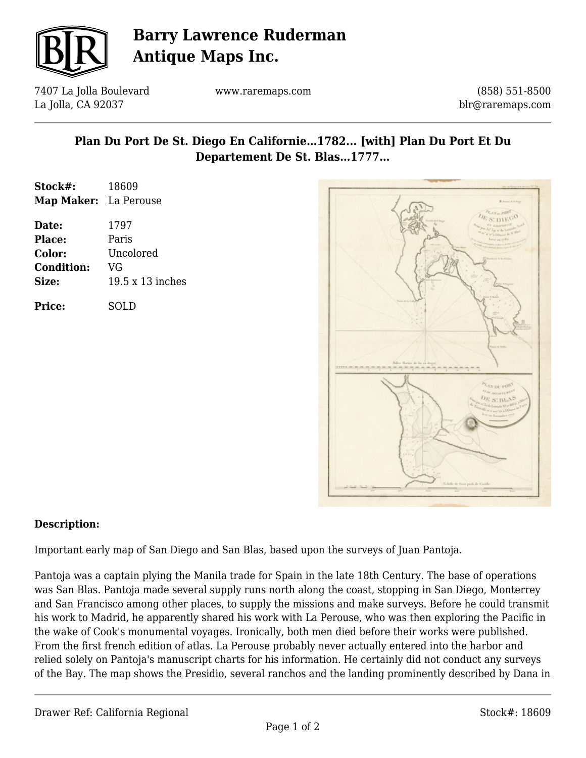# Barry Lawrence Ruderman Antique Maps Inc.

7407 La Jolla Boulevard
La Jolla, CA 92037

www.raremaps.com

(858) 551-8500
blr@raremaps.com

## Plan Du Port De St. Diego En Californie...1782... [with] Plan Du Port Et Du Departement De St. Blas...1777...

**Stock#:** 18609
**Map Maker:** La Perouse

**Date:** 1797
**Place:** Paris
**Color:** Uncolored
**Condition:** VG
**Size:** 19.5 x 13 inches

**Price:** SOLD

### Description:

Important early map of San Diego and San Blas, based upon the surveys of Juan Pantoja.

Pantoja was a captain plying the Manila trade for Spain in the late 18th Century. The base of operations was San Blas. Pantoja made several supply runs north along the coast, stopping in San Diego, Monterrey and San Francisco among other places, to supply the missions and make surveys. Before he could transmit his work to Madrid, he apparently shared his work with La Perouse, who was then exploring the Pacific in the wake of Cook's monumental voyages. Ironically, both men died before their works were published. From the first french edition of atlas. La Perouse probably never actually entered into the harbor and relied solely on Pantoja's manuscript charts for his information. He certainly did not conduct any surveys of the Bay. The map shows the Presidio, several ranchos and the landing prominently described by Dana in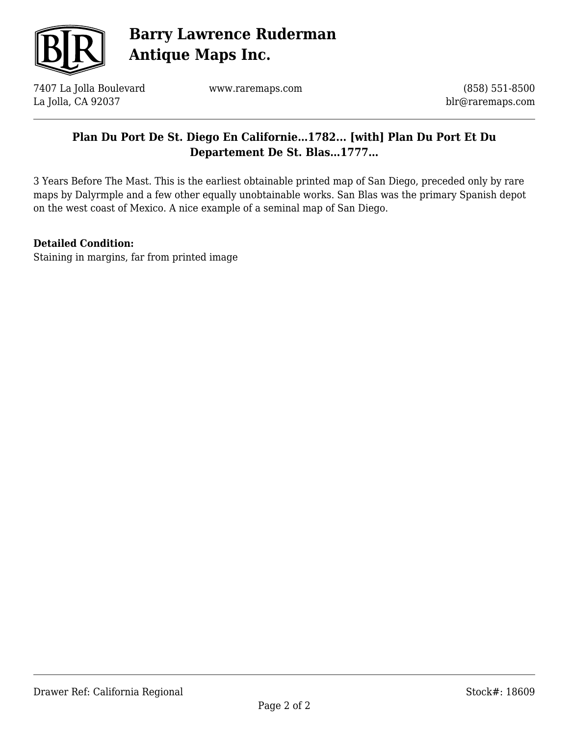## Plan Du Port De St. Diego En Californie…1782… [with] Plan Du Port Et Du Departement De St. Blas…1777…

3 Years Before The Mast. This is the earliest obtainable printed map of San Diego, preceded only by rare maps by Dalyrmple and a few other equally unobtainable works. San Blas was the primary Spanish depot on the west coast of Mexico. A nice example of a seminal map of San Diego.

**Detailed Condition:**
Staining in margins, far from printed image